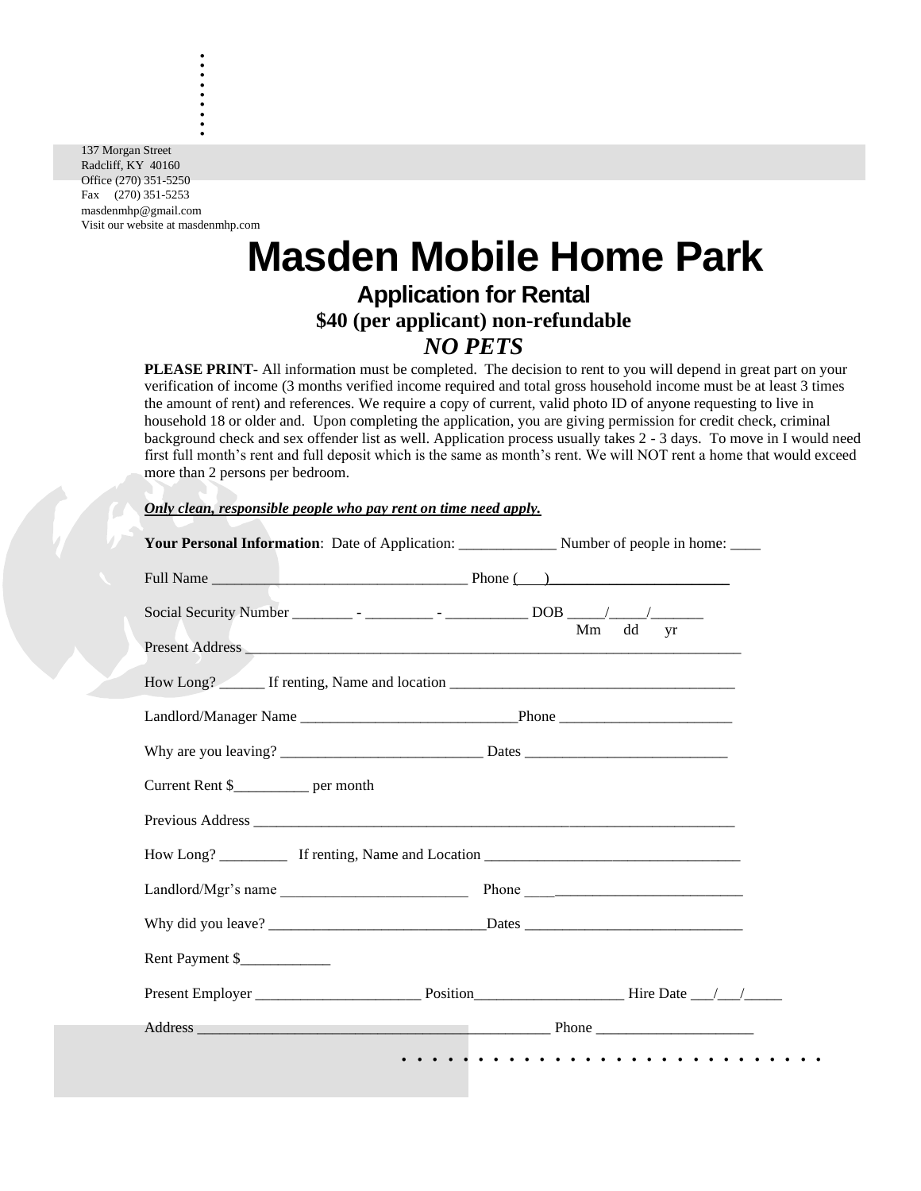137 Morgan Street
Radcliff, KY 40160
Office (270) 351-5250
Fax (270) 351-5253
masdenmhp@gmail.com
Visit our website at masdenmhp.com

# Masden Mobile Home Park

## Application for Rental

**$40 (per applicant) non-refundable**

***NO PETS***

**PLEASE PRINT**- All information must be completed. The decision to rent to you will depend in great part on your verification of income (3 months verified income required and total gross household income must be at least 3 times the amount of rent) and references. We require a copy of current, valid photo ID of anyone requesting to live in household 18 or older and. Upon completing the application, you are giving permission for credit check, criminal background check and sex offender list as well. Application process usually takes 2 - 3 days. To move in I would need first full month's rent and full deposit which is the same as month's rent. We will NOT rent a home that would exceed more than 2 persons per bedroom.

***Only clean, responsible people who pay rent on time need apply.***

**Your Personal Information**: Date of Application: _____________ Number of people in home: ____

Full Name __________________________________ Phone (___)________________________

Social Security Number ________ - _________ - ___________ DOB _____/_____/_______
Mm dd yr

Present Address ____________________________________________________________________

How Long? ______ If renting, Name and location ______________________________________

Landlord/Manager Name _____________________________Phone _______________________

Why are you leaving? ___________________________ Dates ___________________________

Current Rent $__________ per month

Previous Address ____________________________________________________________________

How Long? _________ If renting, Name and Location __________________________________

Landlord/Mgr's name _________________________ Phone ____________________________

Why did you leave? _____________________________Dates _____________________________

Rent Payment $____________

Present Employer ______________________ Position____________________ Hire Date ___/___/_____

Address ________________________________________________ Phone _____________________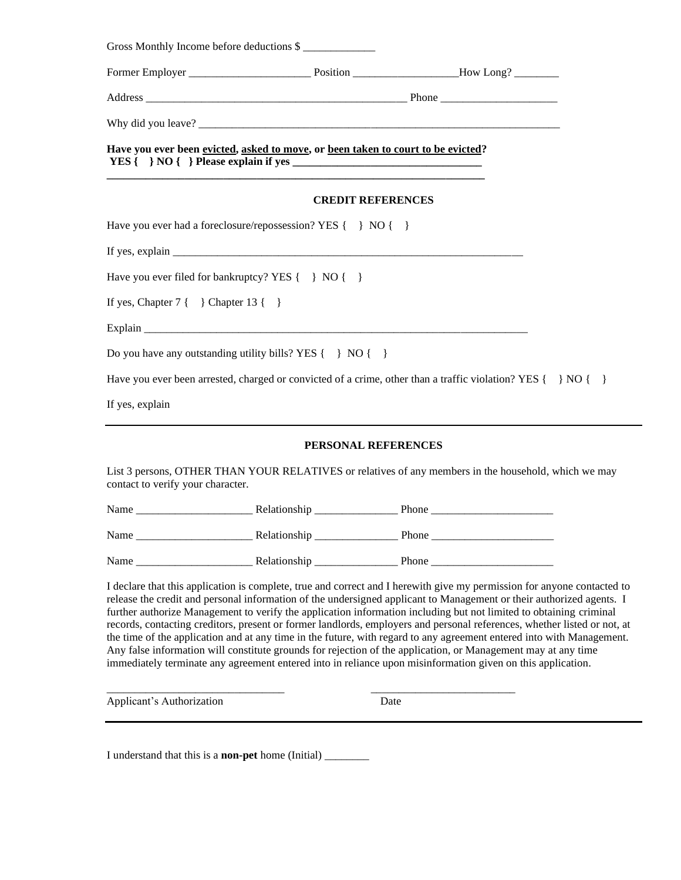Gross Monthly Income before deductions $ _____________

Former Employer ______________________ Position ___________________How Long? ________

Address ______________________________________________ Phone _____________________

Why did you leave? _____________________________________________________________________

**Have you ever been evicted, asked to move, or been taken to court to be evicted?**
**YES { } NO { } Please explain if yes __________________________________**
**____________________________________________________________________**

**CREDIT REFERENCES**

Have you ever had a foreclosure/repossession? YES { } NO { }

If yes, explain _______________________________________________________________

Have you ever filed for bankruptcy? YES { } NO { }

If yes, Chapter 7 { } Chapter 13 { }

Explain ____________________________________________________________________

Do you have any outstanding utility bills? YES { } NO { }

Have you ever been arrested, charged or convicted of a crime, other than a traffic violation? YES { } NO { }

If yes, explain

---

**PERSONAL REFERENCES**

List 3 persons, OTHER THAN YOUR RELATIVES or relatives of any members in the household, which we may contact to verify your character.

Name _____________________ Relationship _______________ Phone ______________________

Name _____________________ Relationship _______________ Phone ______________________

Name _____________________ Relationship _______________ Phone ______________________

I declare that this application is complete, true and correct and I herewith give my permission for anyone contacted to release the credit and personal information of the undersigned applicant to Management or their authorized agents. I further authorize Management to verify the application information including but not limited to obtaining criminal records, contacting creditors, present or former landlords, employers and personal references, whether listed or not, at the time of the application and at any time in the future, with regard to any agreement entered into with Management. Any false information will constitute grounds for rejection of the application, or Management may at any time immediately terminate any agreement entered into in reliance upon misinformation given on this application.

_______________________________ __________________________
Applicant's Authorization Date

---

I understand that this is a **non-pet** home (Initial) ________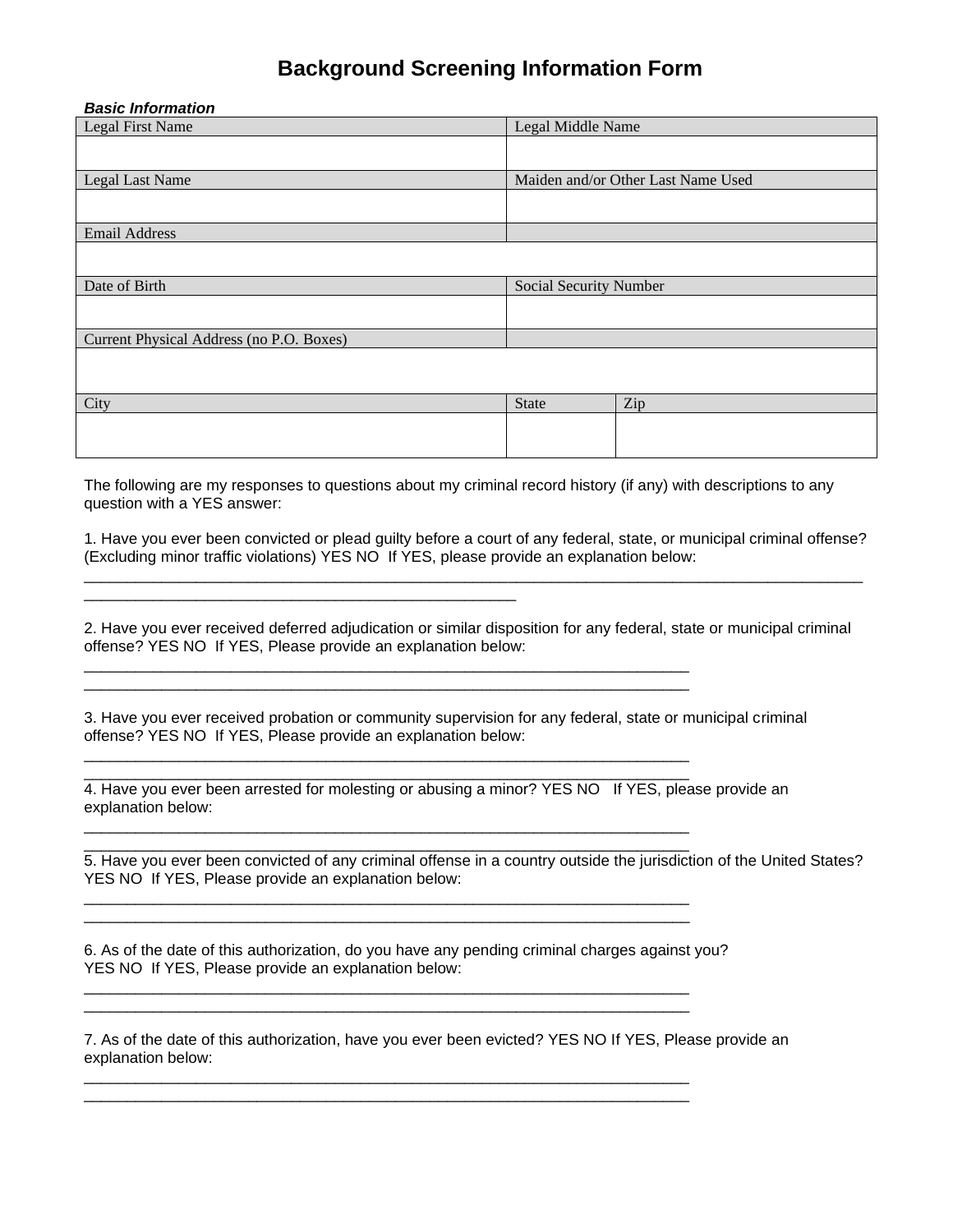# Background Screening Information Form

***Basic Information***

| Legal First Name | Legal Middle Name | |
|---|---|---|
| | | |
| **Legal Last Name** | **Maiden and/or Other Last Name Used** | |
| | | |
| **Email Address** | | |
| | | |
| **Date of Birth** | **Social Security Number** | |
| | | |
| **Current Physical Address (no P.O. Boxes)** | | |
| | | |
| **City** | **State** | **Zip** |
| | | |

The following are my responses to questions about my criminal record history (if any) with descriptions to any question with a YES answer:

1. Have you ever been convicted or plead guilty before a court of any federal, state, or municipal criminal offense? (Excluding minor traffic violations) YES NO If YES, please provide an explanation below:
______________________________________________________________________________________________
____________________________________________________

2. Have you ever received deferred adjudication or similar disposition for any federal, state or municipal criminal offense? YES NO If YES, Please provide an explanation below:
_________________________________________________________________________
_________________________________________________________________________

3. Have you ever received probation or community supervision for any federal, state or municipal criminal offense? YES NO If YES, Please provide an explanation below:
_________________________________________________________________________
_________________________________________________________________________

4. Have you ever been arrested for molesting or abusing a minor? YES NO If YES, please provide an explanation below:
_________________________________________________________________________
_________________________________________________________________________

5. Have you ever been convicted of any criminal offense in a country outside the jurisdiction of the United States? YES NO If YES, Please provide an explanation below:
_________________________________________________________________________
_________________________________________________________________________

6. As of the date of this authorization, do you have any pending criminal charges against you? YES NO If YES, Please provide an explanation below:
_________________________________________________________________________
_________________________________________________________________________

7. As of the date of this authorization, have you ever been evicted? YES NO If YES, Please provide an explanation below:
_________________________________________________________________________
_________________________________________________________________________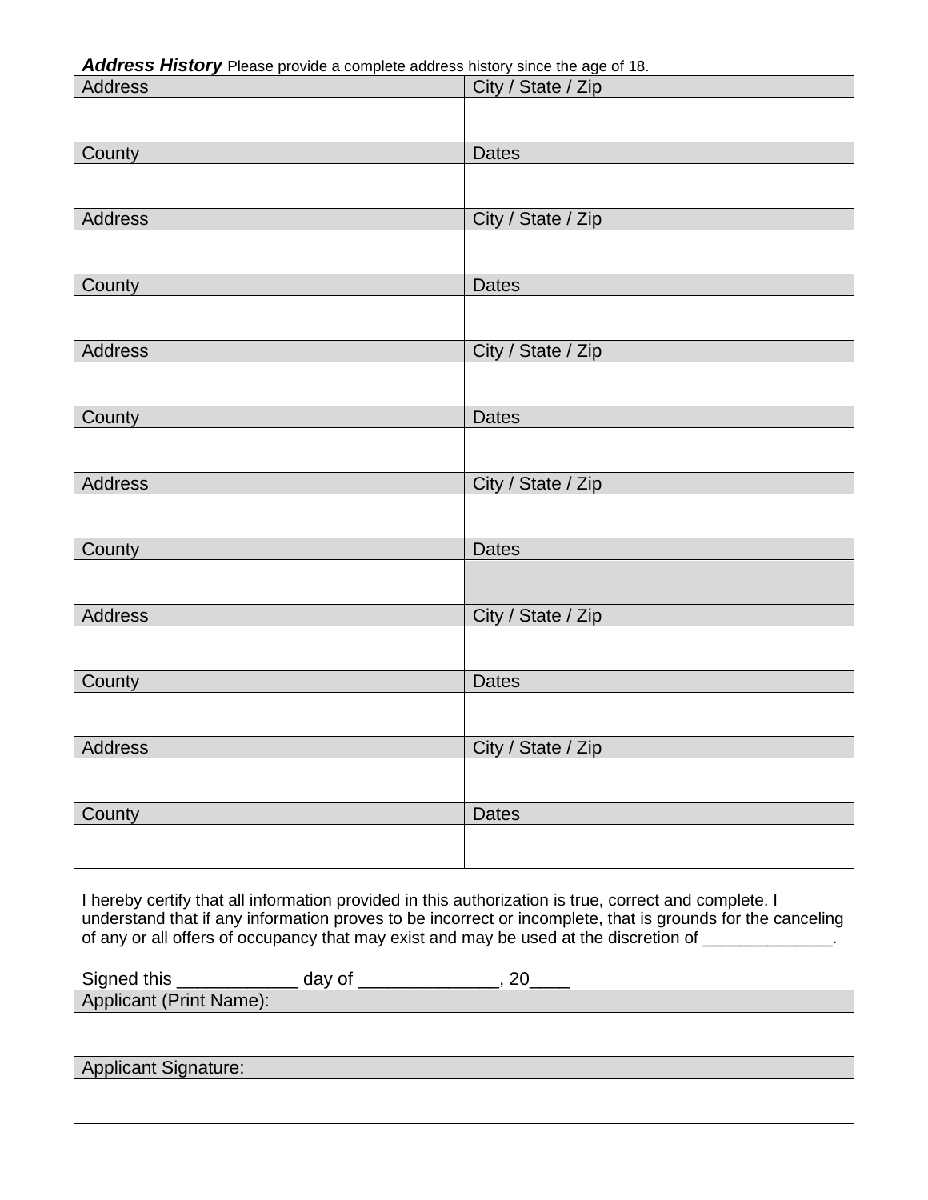***Address History*** Please provide a complete address history since the age of 18.

| Address | City / State / Zip |
|---|---|
| | |
| **County** | **Dates** |
| | |
| **Address** | **City / State / Zip** |
| | |
| **County** | **Dates** |
| | |
| **Address** | **City / State / Zip** |
| | |
| **County** | **Dates** |
| | |
| **Address** | **City / State / Zip** |
| | |
| **County** | **Dates** |
| | |
| **Address** | **City / State / Zip** |
| | |
| **County** | **Dates** |
| | |
| **Address** | **City / State / Zip** |
| | |
| **County** | **Dates** |
| | |

I hereby certify that all information provided in this authorization is true, correct and complete. I understand that if any information proves to be incorrect or incomplete, that is grounds for the canceling of any or all offers of occupancy that may exist and may be used at the discretion of ______________.

Signed this ____________ day of ______________, 20____

| Applicant (Print Name): |
|---|
| |
| **Applicant Signature:** |
| |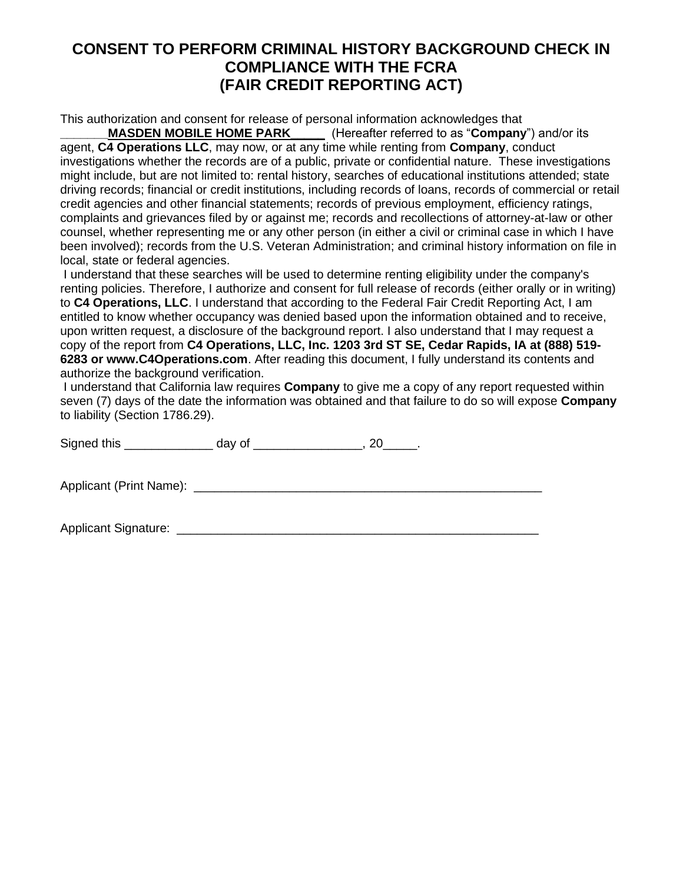# CONSENT TO PERFORM CRIMINAL HISTORY BACKGROUND CHECK IN COMPLIANCE WITH THE FCRA (FAIR CREDIT REPORTING ACT)

This authorization and consent for release of personal information acknowledges that _______**MASDEN MOBILE HOME PARK**_____ (Hereafter referred to as "**Company**") and/or its agent, **C4 Operations LLC**, may now, or at any time while renting from **Company**, conduct investigations whether the records are of a public, private or confidential nature. These investigations might include, but are not limited to: rental history, searches of educational institutions attended; state driving records; financial or credit institutions, including records of loans, records of commercial or retail credit agencies and other financial statements; records of previous employment, efficiency ratings, complaints and grievances filed by or against me; records and recollections of attorney-at-law or other counsel, whether representing me or any other person (in either a civil or criminal case in which I have been involved); records from the U.S. Veteran Administration; and criminal history information on file in local, state or federal agencies.

I understand that these searches will be used to determine renting eligibility under the company's renting policies. Therefore, I authorize and consent for full release of records (either orally or in writing) to **C4 Operations, LLC**. I understand that according to the Federal Fair Credit Reporting Act, I am entitled to know whether occupancy was denied based upon the information obtained and to receive, upon written request, a disclosure of the background report. I also understand that I may request a copy of the report from **C4 Operations, LLC, Inc. 1203 3rd ST SE, Cedar Rapids, IA at (888) 519-6283 or www.C4Operations.com**. After reading this document, I fully understand its contents and authorize the background verification.

I understand that California law requires **Company** to give me a copy of any report requested within seven (7) days of the date the information was obtained and that failure to do so will expose **Company** to liability (Section 1786.29).

Signed this _____________ day of ________________, 20_____.

Applicant (Print Name): _____________________________________________________

Applicant Signature: _______________________________________________________